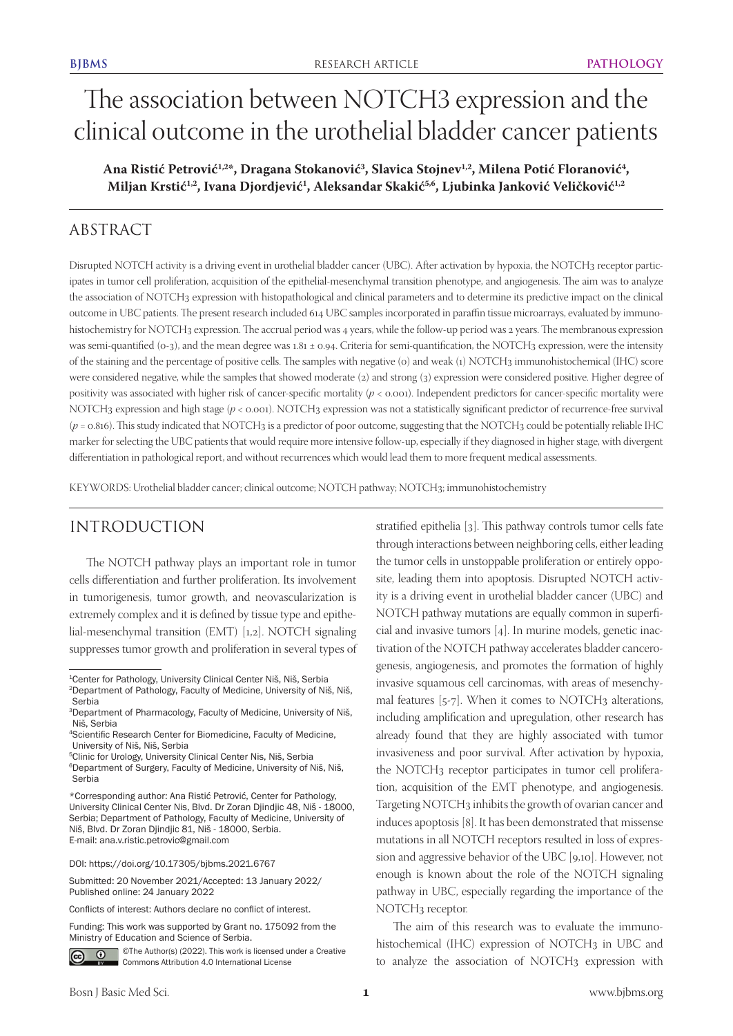# The association between NOTCH3 expression and the clinical outcome in the urothelial bladder cancer patients

**Ana Ristić Petrović[1,2]*, Dragana Stokanović[3], Slavica Stojnev[1,2], Milena Potić Floranović[4], Miljan Krstić[1,2], Ivana Djordjević[1], Aleksandar Skakić[5,6], Ljubinka Janković Veličković[1,2]**

## ABSTRACT

Disrupted NOTCH activity is a driving event in urothelial bladder cancer (UBC). After activation by hypoxia, the NOTCH3 receptor participates in tumor cell proliferation, acquisition of the epithelial-mesenchymal transition phenotype, and angiogenesis. The aim was to analyze the association of NOTCH3 expression with histopathological and clinical parameters and to determine its predictive impact on the clinical outcome in UBC patients. The present research included 614 UBC samples incorporated in paraffin tissue microarrays, evaluated by immunohistochemistry for NOTCH3 expression. The accrual period was 4 years, while the follow-up period was 2 years. The membranous expression was semi-quantified (0-3), and the mean degree was 1.81 ± 0.94. Criteria for semi-quantification, the NOTCH3 expression, were the intensity of the staining and the percentage of positive cells. The samples with negative (0) and weak (1) NOTCH3 immunohistochemical (IHC) score were considered negative, while the samples that showed moderate (2) and strong (3) expression were considered positive. Higher degree of positivity was associated with higher risk of cancer-specific mortality ($p < 0.001$). Independent predictors for cancer-specific mortality were NOTCH3 expression and high stage ($p < 0.001$). NOTCH3 expression was not a statistically significant predictor of recurrence-free survival ($p = 0.816$). This study indicated that NOTCH3 is a predictor of poor outcome, suggesting that the NOTCH3 could be potentially reliable IHC marker for selecting the UBC patients that would require more intensive follow-up, especially if they diagnosed in higher stage, with divergent differentiation in pathological report, and without recurrences which would lead them to more frequent medical assessments.

KEYWORDS: Urothelial bladder cancer; clinical outcome; NOTCH pathway; NOTCH3; immunohistochemistry

## INTRODUCTION

The NOTCH pathway plays an important role in tumor cells differentiation and further proliferation. Its involvement in tumorigenesis, tumor growth, and neovascularization is extremely complex and it is defined by tissue type and epithelial-mesenchymal transition (EMT) [1,2]. NOTCH signaling suppresses tumor growth and proliferation in several types of stratified epithelia [3]. This pathway controls tumor cells fate through interactions between neighboring cells, either leading the tumor cells in unstoppable proliferation or entirely opposite, leading them into apoptosis. Disrupted NOTCH activity is a driving event in urothelial bladder cancer (UBC) and NOTCH pathway mutations are equally common in superficial and invasive tumors [4]. In murine models, genetic inactivation of the NOTCH pathway accelerates bladder carcinogenesis, angiogenesis, and promotes the formation of highly invasive squamous cell carcinomas, with areas of mesenchymal features [5-7]. When it comes to NOTCH3 alterations, including amplification and upregulation, other research has already found that they are highly associated with tumor invasiveness and poor survival. After activation by hypoxia, the NOTCH3 receptor participates in tumor cell proliferation, acquisition of the EMT phenotype, and angiogenesis. Targeting NOTCH3 inhibits the growth of ovarian cancer and induces apoptosis [8]. It has been demonstrated that missense mutations in all NOTCH receptors resulted in loss of expression and aggressive behavior of the UBC [9,10]. However, not enough is known about the role of the NOTCH signaling pathway in UBC, especially regarding the importance of the NOTCH3 receptor.

The aim of this research was to evaluate the immunohistochemical (IHC) expression of NOTCH3 in UBC and to analyze the association of NOTCH3 expression with

---

[1]Center for Pathology, University Clinical Center Niš, Niš, Serbia
[2]Department of Pathology, Faculty of Medicine, University of Niš, Niš, Serbia
[3]Department of Pharmacology, Faculty of Medicine, University of Niš, Niš, Serbia
[4]Scientific Research Center for Biomedicine, Faculty of Medicine, University of Niš, Niš, Serbia
[5]Clinic for Urology, University Clinical Center Nis, Niš, Serbia
[6]Department of Surgery, Faculty of Medicine, University of Niš, Niš, Serbia

*Corresponding author: Ana Ristić Petrović, Center for Pathology, University Clinical Center Nis, Blvd. Dr Zoran Djindjic 48, Niš - 18000, Serbia; Department of Pathology, Faculty of Medicine, University of Niš, Blvd. Dr Zoran Djindjic 81, Niš - 18000, Serbia. E-mail: ana.v.ristic.petrovic@gmail.com

DOI: https://doi.org/10.17305/bjbms.2021.6767

Submitted: 20 November 2021/Accepted: 13 January 2022/ Published online: 24 January 2022

Conflicts of interest: Authors declare no conflict of interest.

Funding: This work was supported by Grant no. 175092 from the Ministry of Education and Science of Serbia.

©The Author(s) (2022). This work is licensed under a Creative Commons Attribution 4.0 International License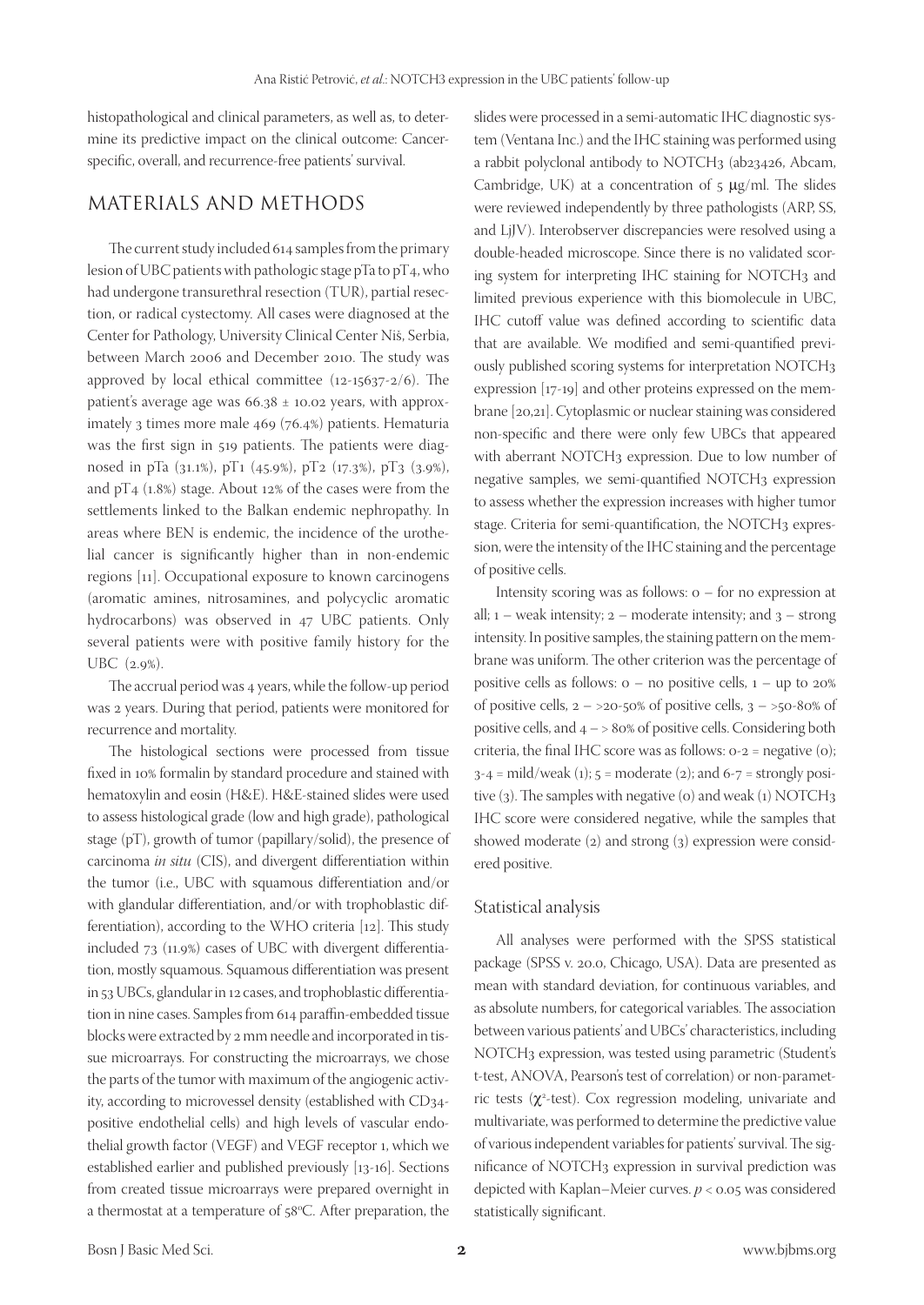histopathological and clinical parameters, as well as, to determine its predictive impact on the clinical outcome: Cancer-specific, overall, and recurrence-free patients' survival.

## MATERIALS AND METHODS

The current study included 614 samples from the primary lesion of UBC patients with pathologic stage pTa to pT4, who had undergone transurethral resection (TUR), partial resection, or radical cystectomy. All cases were diagnosed at the Center for Pathology, University Clinical Center Niš, Serbia, between March 2006 and December 2010. The study was approved by local ethical committee (12-15637-2/6). The patient's average age was 66.38 ± 10.02 years, with approximately 3 times more male 469 (76.4%) patients. Hematuria was the first sign in 519 patients. The patients were diagnosed in pTa (31.1%), pT1 (45.9%), pT2 (17.3%), pT3 (3.9%), and pT4 (1.8%) stage. About 12% of the cases were from the settlements linked to the Balkan endemic nephropathy. In areas where BEN is endemic, the incidence of the urothelial cancer is significantly higher than in non-endemic regions [11]. Occupational exposure to known carcinogens (aromatic amines, nitrosamines, and polycyclic aromatic hydrocarbons) was observed in 47 UBC patients. Only several patients were with positive family history for the UBC (2.9%).

The accrual period was 4 years, while the follow-up period was 2 years. During that period, patients were monitored for recurrence and mortality.

The histological sections were processed from tissue fixed in 10% formalin by standard procedure and stained with hematoxylin and eosin (H&E). H&E-stained slides were used to assess histological grade (low and high grade), pathological stage (pT), growth of tumor (papillary/solid), the presence of carcinoma *in situ* (CIS), and divergent differentiation within the tumor (i.e., UBC with squamous differentiation and/or with glandular differentiation, and/or with trophoblastic differentiation), according to the WHO criteria [12]. This study included 73 (11.9%) cases of UBC with divergent differentiation, mostly squamous. Squamous differentiation was present in 53 UBCs, glandular in 12 cases, and trophoblastic differentiation in nine cases. Samples from 614 paraffin-embedded tissue blocks were extracted by 2 mm needle and incorporated in tissue microarrays. For constructing the microarrays, we chose the parts of the tumor with maximum of the angiogenic activity, according to microvessel density (established with CD34-positive endothelial cells) and high levels of vascular endothelial growth factor (VEGF) and VEGF receptor 1, which we established earlier and published previously [13-16]. Sections from created tissue microarrays were prepared overnight in a thermostat at a temperature of 58°C. After preparation, the slides were processed in a semi-automatic IHC diagnostic system (Ventana Inc.) and the IHC staining was performed using a rabbit polyclonal antibody to NOTCH3 (ab23426, Abcam, Cambridge, UK) at a concentration of 5 μg/ml. The slides were reviewed independently by three pathologists (ARP, SS, and LjJV). Interobserver discrepancies were resolved using a double-headed microscope. Since there is no validated scoring system for interpreting IHC staining for NOTCH3 and limited previous experience with this biomolecule in UBC, IHC cutoff value was defined according to scientific data that are available. We modified and semi-quantified previously published scoring systems for interpretation NOTCH3 expression [17-19] and other proteins expressed on the membrane [20,21]. Cytoplasmic or nuclear staining was considered non-specific and there were only few UBCs that appeared with aberrant NOTCH3 expression. Due to low number of negative samples, we semi-quantified NOTCH3 expression to assess whether the expression increases with higher tumor stage. Criteria for semi-quantification, the NOTCH3 expression, were the intensity of the IHC staining and the percentage of positive cells.

Intensity scoring was as follows: 0 – for no expression at all; 1 – weak intensity; 2 – moderate intensity; and 3 – strong intensity. In positive samples, the staining pattern on the membrane was uniform. The other criterion was the percentage of positive cells as follows: 0 – no positive cells, 1 – up to 20% of positive cells, 2 – >20-50% of positive cells, 3 – >50-80% of positive cells, and 4 – > 80% of positive cells. Considering both criteria, the final IHC score was as follows: 0-2 = negative (0); 3-4 = mild/weak (1); 5 = moderate (2); and 6-7 = strongly positive (3). The samples with negative (0) and weak (1) NOTCH3 IHC score were considered negative, while the samples that showed moderate (2) and strong (3) expression were considered positive.

### Statistical analysis

All analyses were performed with the SPSS statistical package (SPSS v. 20.0, Chicago, USA). Data are presented as mean with standard deviation, for continuous variables, and as absolute numbers, for categorical variables. The association between various patients' and UBCs' characteristics, including NOTCH3 expression, was tested using parametric (Student's t-test, ANOVA, Pearson's test of correlation) or non-parametric tests ($\chi^2$-test). Cox regression modeling, univariate and multivariate, was performed to determine the predictive value of various independent variables for patients' survival. The significance of NOTCH3 expression in survival prediction was depicted with Kaplan–Meier curves. $p < 0.05$ was considered statistically significant.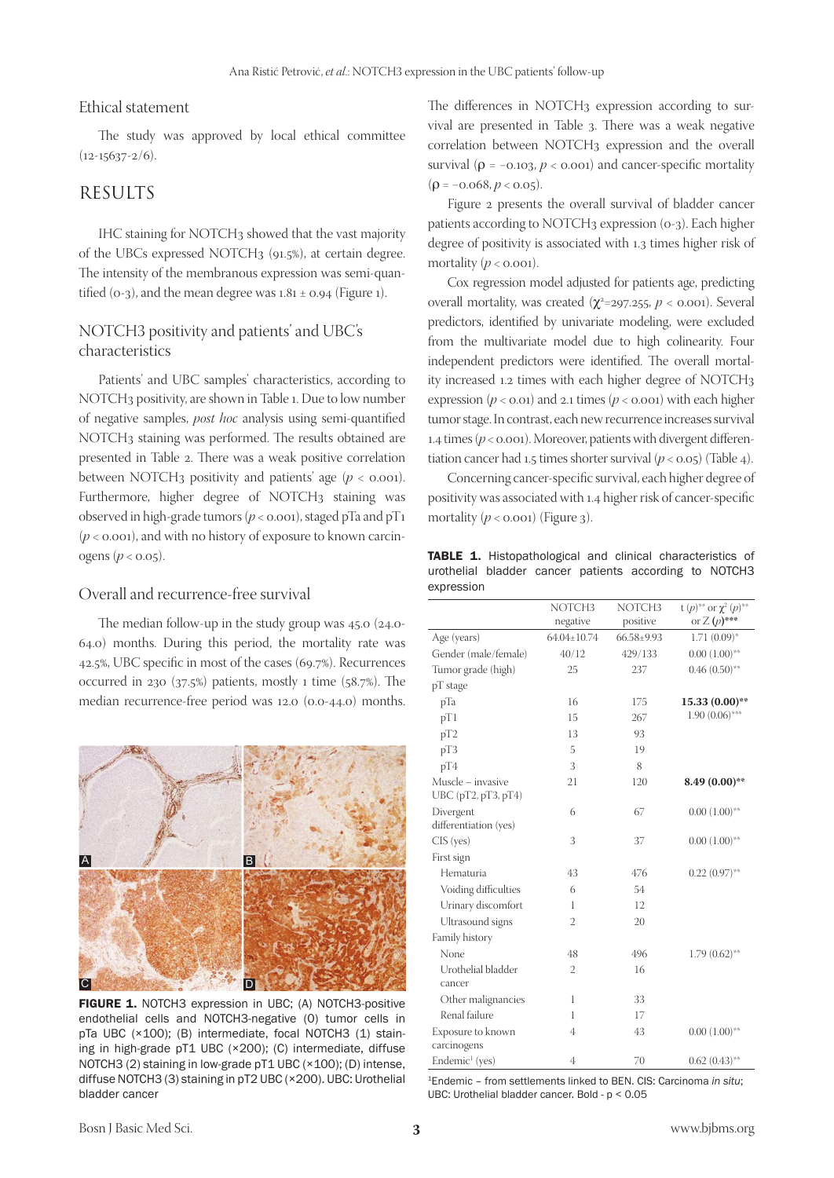## Ethical statement

The study was approved by local ethical committee (12-15637-2/6).

# RESULTS

IHC staining for NOTCH3 showed that the vast majority of the UBCs expressed NOTCH3 (91.5%), at certain degree. The intensity of the membranous expression was semi-quantified (0-3), and the mean degree was 1.81 ± 0.94 (Figure 1).

## NOTCH3 positivity and patients' and UBC's characteristics

Patients' and UBC samples' characteristics, according to NOTCH3 positivity, are shown in Table 1. Due to low number of negative samples, *post hoc* analysis using semi-quantified NOTCH3 staining was performed. The results obtained are presented in Table 2. There was a weak positive correlation between NOTCH3 positivity and patients' age ($p < 0.001$). Furthermore, higher degree of NOTCH3 staining was observed in high-grade tumors ($p < 0.001$), staged pTa and pT1 ($p < 0.001$), and with no history of exposure to known carcinogens ($p < 0.05$).

## Overall and recurrence-free survival

The median follow-up in the study group was 45.0 (24.0-64.0) months. During this period, the mortality rate was 42.5%, UBC specific in most of the cases (69.7%). Recurrences occurred in 230 (37.5%) patients, mostly 1 time (58.7%). The median recurrence-free period was 12.0 (0.0-44.0) months.

**FIGURE 1.** NOTCH3 expression in UBC; (A) NOTCH3-positive endothelial cells and NOTCH3-negative (0) tumor cells in pTa UBC (×100); (B) intermediate, focal NOTCH3 (1) staining in high-grade pT1 UBC (×200); (C) intermediate, diffuse NOTCH3 (2) staining in low-grade pT1 UBC (×100); (D) intense, diffuse NOTCH3 (3) staining in pT2 UBC (×200). UBC: Urothelial bladder cancer

The differences in NOTCH3 expression according to survival are presented in Table 3. There was a weak negative correlation between NOTCH3 expression and the overall survival ($\rho = -0.103$, $p < 0.001$) and cancer-specific mortality ($\rho = -0.068$, $p < 0.05$).

Figure 2 presents the overall survival of bladder cancer patients according to NOTCH3 expression (0-3). Each higher degree of positivity is associated with 1.3 times higher risk of mortality ($p < 0.001$).

Cox regression model adjusted for patients age, predicting overall mortality, was created ($\chi^2$=297.255, $p < 0.001$). Several predictors, identified by univariate modeling, were excluded from the multivariate model due to high colinearity. Four independent predictors were identified. The overall mortality increased 1.2 times with each higher degree of NOTCH3 expression ($p < 0.01$) and 2.1 times ($p < 0.001$) with each higher tumor stage. In contrast, each new recurrence increases survival 1.4 times ($p < 0.001$). Moreover, patients with divergent differentiation cancer had 1.5 times shorter survival ($p < 0.05$) (Table 4).

Concerning cancer-specific survival, each higher degree of positivity was associated with 1.4 higher risk of cancer-specific mortality ($p < 0.001$) (Figure 3).

**TABLE 1.** Histopathological and clinical characteristics of urothelial bladder cancer patients according to NOTCH3 expression

| | NOTCH3 negative | NOTCH3 positive | t ($p$)* or $\chi^2$ ($p$)** or Z ($p$)*** |
|---|---|---|---|
| Age (years) | 64.04±10.74 | 66.58±9.93 | 1.71 (0.09)* |
| Gender (male/female) | 40/12 | 429/133 | 0.00 (1.00)** |
| Tumor grade (high) | 25 | 237 | 0.46 (0.50)** |
| pT stage | | | |
| pTa | 16 | 175 | **15.33 (0.00)\*\*** |
| pT1 | 15 | 267 | 1.90 (0.06)*** |
| pT2 | 13 | 93 | |
| pT3 | 5 | 19 | |
| pT4 | 3 | 8 | |
| Muscle – invasive UBC (pT2, pT3, pT4) | 21 | 120 | **8.49 (0.00)\*\*** |
| Divergent differentiation (yes) | 6 | 67 | 0.00 (1.00)** |
| CIS (yes) | 3 | 37 | 0.00 (1.00)** |
| First sign | | | |
| Hematuria | 43 | 476 | 0.22 (0.97)** |
| Voiding difficulties | 6 | 54 | |
| Urinary discomfort | 1 | 12 | |
| Ultrasound signs | 2 | 20 | |
| Family history | | | |
| None | 48 | 496 | 1.79 (0.62)** |
| Urothelial bladder cancer | 2 | 16 | |
| Other malignancies | 1 | 33 | |
| Renal failure | 1 | 17 | |
| Exposure to known carcinogens | 4 | 43 | 0.00 (1.00)** |
| Endemic[1] (yes) | 4 | 70 | 0.62 (0.43)** |

[1]Endemic – from settlements linked to BEN. CIS: Carcinoma *in situ*; UBC: Urothelial bladder cancer. Bold - p < 0.05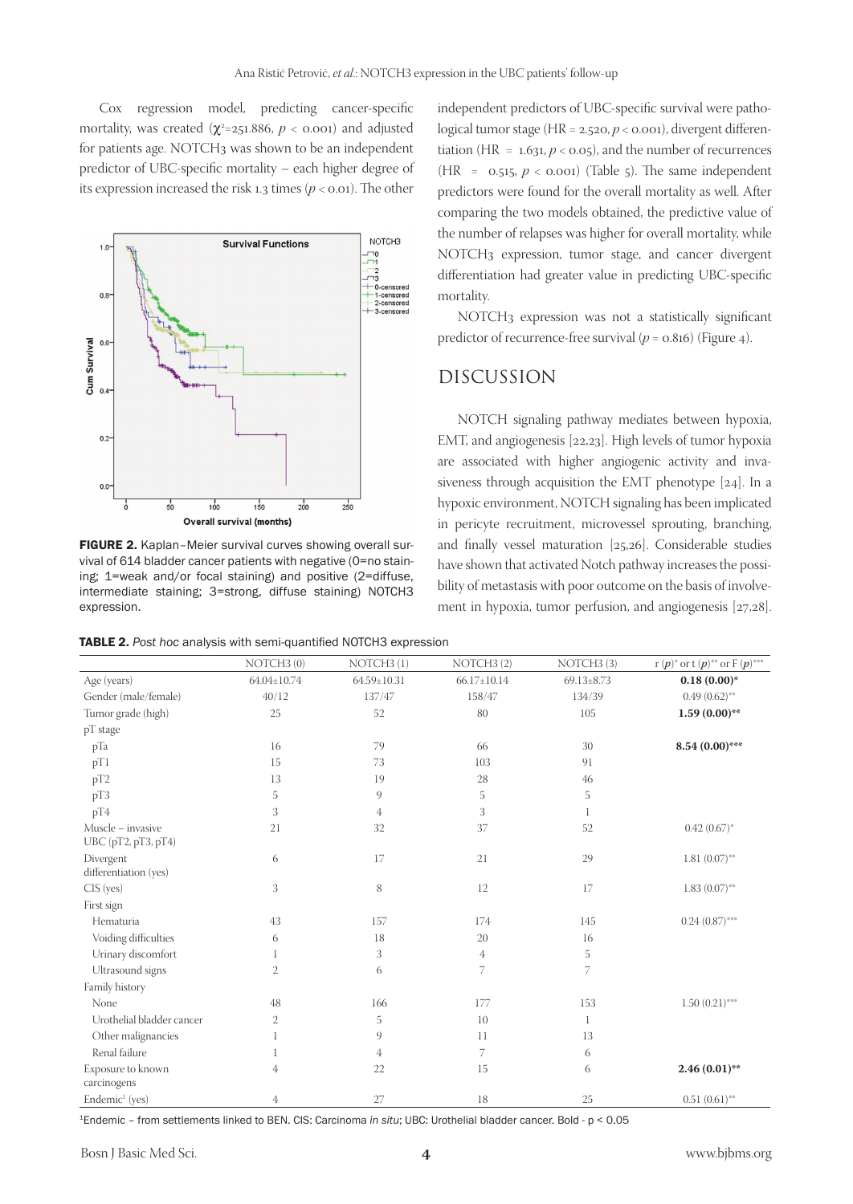Cox regression model, predicting cancer-specific mortality, was created ($\chi^2$=251.886, $p$ < 0.001) and adjusted for patients age. NOTCH3 was shown to be an independent predictor of UBC-specific mortality – each higher degree of its expression increased the risk 1.3 times ($p$ < 0.01). The other independent predictors of UBC-specific survival were pathological tumor stage (HR = 2.520, $p$ < 0.001), divergent differentiation (HR = 1.631, $p$ < 0.05), and the number of recurrences (HR = 0.515, $p$ < 0.001) (Table 5). The same independent predictors were found for the overall mortality as well. After comparing the two models obtained, the predictive value of the number of relapses was higher for overall mortality, while NOTCH3 expression, tumor stage, and cancer divergent differentiation had greater value in predicting UBC-specific mortality.

NOTCH3 expression was not a statistically significant predictor of recurrence-free survival ($p$ = 0.816) (Figure 4).

**FIGURE 2.** Kaplan–Meier survival curves showing overall survival of 614 bladder cancer patients with negative (0=no staining; 1=weak and/or focal staining) and positive (2=diffuse, intermediate staining; 3=strong, diffuse staining) NOTCH3 expression.

## DISCUSSION

NOTCH signaling pathway mediates between hypoxia, EMT, and angiogenesis [22,23]. High levels of tumor hypoxia are associated with higher angiogenic activity and invasiveness through acquisition the EMT phenotype [24]. In a hypoxic environment, NOTCH signaling has been implicated in pericyte recruitment, microvessel sprouting, branching, and finally vessel maturation [25,26]. Considerable studies have shown that activated Notch pathway increases the possibility of metastasis with poor outcome on the basis of involvement in hypoxia, tumor perfusion, and angiogenesis [27,28].

**TABLE 2.** *Post hoc* analysis with semi-quantified NOTCH3 expression

| | NOTCH3 (0) | NOTCH3 (1) | NOTCH3 (2) | NOTCH3 (3) | r ($p$)* or t ($p$)** or F ($p$)*** |
|---|---|---|---|---|---|
| Age (years) | 64.04±10.74 | 64.59±10.31 | 66.17±10.14 | 69.13±8.73 | **0.18 (0.00)*** |
| Gender (male/female) | 40/12 | 137/47 | 158/47 | 134/39 | 0.49 (0.62)** |
| Tumor grade (high) | 25 | 52 | 80 | 105 | **1.59 (0.00)**** |
| pT stage | | | | | |
| pTa | 16 | 79 | 66 | 30 | **8.54 (0.00)***** |
| pT1 | 15 | 73 | 103 | 91 | |
| pT2 | 13 | 19 | 28 | 46 | |
| pT3 | 5 | 9 | 5 | 5 | |
| pT4 | 3 | 4 | 3 | 1 | |
| Muscle – invasive UBC (pT2, pT3, pT4) | 21 | 32 | 37 | 52 | 0.42 (0.67)* |
| Divergent differentiation (yes) | 6 | 17 | 21 | 29 | 1.81 (0.07)** |
| CIS (yes) | 3 | 8 | 12 | 17 | 1.83 (0.07)** |
| First sign | | | | | |
| Hematuria | 43 | 157 | 174 | 145 | 0.24 (0.87)*** |
| Voiding difficulties | 6 | 18 | 20 | 16 | |
| Urinary discomfort | 1 | 3 | 4 | 5 | |
| Ultrasound signs | 2 | 6 | 7 | 7 | |
| Family history | | | | | |
| None | 48 | 166 | 177 | 153 | 1.50 (0.21)*** |
| Urothelial bladder cancer | 2 | 5 | 10 | 1 | |
| Other malignancies | 1 | 9 | 11 | 13 | |
| Renal failure | 1 | 4 | 7 | 6 | |
| Exposure to known carcinogens | 4 | 22 | 15 | 6 | **2.46 (0.01)**** |
| Endemic[1] (yes) | 4 | 27 | 18 | 25 | 0.51 (0.61)** |

[1]Endemic – from settlements linked to BEN. CIS: Carcinoma *in situ*; UBC: Urothelial bladder cancer. Bold - p < 0.05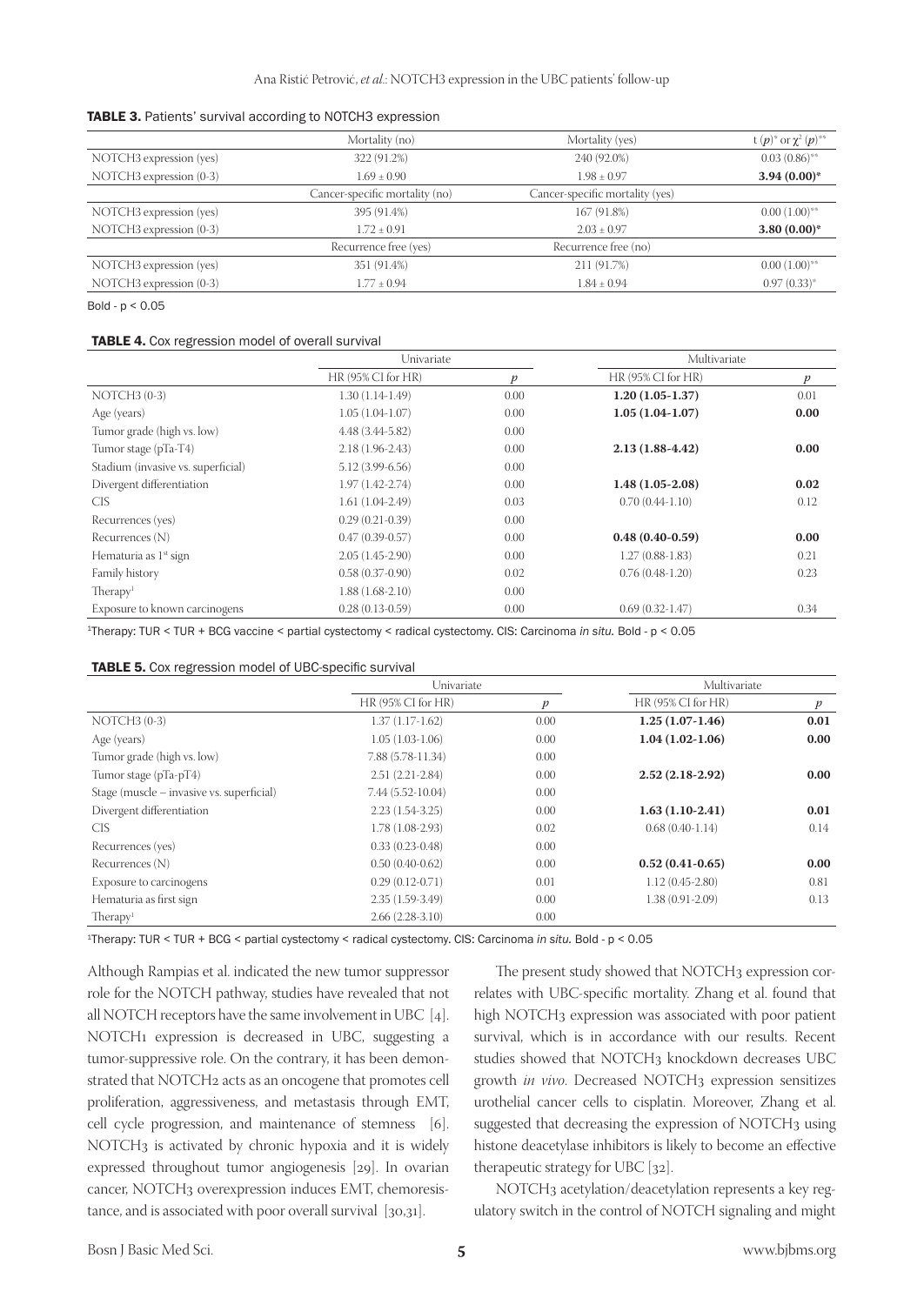**TABLE 3.** Patients' survival according to NOTCH3 expression

| | Mortality (no) | Mortality (yes) | t ($p$)* or $\chi^2$ ($p$)** |
|---|---|---|---|
| NOTCH3 expression (yes) | 322 (91.2%) | 240 (92.0%) | 0.03 (0.86)** |
| NOTCH3 expression (0-3) | 1.69 ± 0.90 | 1.98 ± 0.97 | **3.94 (0.00)*** |
| | Cancer-specific mortality (no) | Cancer-specific mortality (yes) | |
| NOTCH3 expression (yes) | 395 (91.4%) | 167 (91.8%) | 0.00 (1.00)** |
| NOTCH3 expression (0-3) | 1.72 ± 0.91 | 2.03 ± 0.97 | **3.80 (0.00)*** |
| | Recurrence free (yes) | Recurrence free (no) | |
| NOTCH3 expression (yes) | 351 (91.4%) | 211 (91.7%) | 0.00 (1.00)** |
| NOTCH3 expression (0-3) | 1.77 ± 0.94 | 1.84 ± 0.94 | 0.97 (0.33)* |

Bold - $p < 0.05$

**TABLE 4.** Cox regression model of overall survival

| | Univariate | | Multivariate | |
|---|---|---|---|---|
| | HR (95% CI for HR) | $p$ | HR (95% CI for HR) | $p$ |
| NOTCH3 (0-3) | 1.30 (1.14-1.49) | 0.00 | **1.20 (1.05-1.37)** | 0.01 |
| Age (years) | 1.05 (1.04-1.07) | 0.00 | **1.05 (1.04-1.07)** | **0.00** |
| Tumor grade (high vs. low) | 4.48 (3.44-5.82) | 0.00 | | |
| Tumor stage (pTa-T4) | 2.18 (1.96-2.43) | 0.00 | **2.13 (1.88-4.42)** | **0.00** |
| Stadium (invasive vs. superficial) | 5.12 (3.99-6.56) | 0.00 | | |
| Divergent differentiation | 1.97 (1.42-2.74) | 0.00 | **1.48 (1.05-2.08)** | **0.02** |
| CIS | 1.61 (1.04-2.49) | 0.03 | 0.70 (0.44-1.10) | 0.12 |
| Recurrences (yes) | 0.29 (0.21-0.39) | 0.00 | | |
| Recurrences (N) | 0.47 (0.39-0.57) | 0.00 | **0.48 (0.40-0.59)** | **0.00** |
| Hematuria as 1st sign | 2.05 (1.45-2.90) | 0.00 | 1.27 (0.88-1.83) | 0.21 |
| Family history | 0.58 (0.37-0.90) | 0.02 | 0.76 (0.48-1.20) | 0.23 |
| Therapy[1] | 1.88 (1.68-2.10) | 0.00 | | |
| Exposure to known carcinogens | 0.28 (0.13-0.59) | 0.00 | 0.69 (0.32-1.47) | 0.34 |

[1]Therapy: TUR < TUR + BCG vaccine < partial cystectomy < radical cystectomy. CIS: Carcinoma *in situ*. Bold - $p < 0.05$

**TABLE 5.** Cox regression model of UBC-specific survival

| | Univariate | | Multivariate | |
|---|---|---|---|---|
| | HR (95% CI for HR) | $p$ | HR (95% CI for HR) | $p$ |
| NOTCH3 (0-3) | 1.37 (1.17-1.62) | 0.00 | **1.25 (1.07-1.46)** | **0.01** |
| Age (years) | 1.05 (1.03-1.06) | 0.00 | **1.04 (1.02-1.06)** | **0.00** |
| Tumor grade (high vs. low) | 7.88 (5.78-11.34) | 0.00 | | |
| Tumor stage (pTa-pT4) | 2.51 (2.21-2.84) | 0.00 | **2.52 (2.18-2.92)** | **0.00** |
| Stage (muscle – invasive vs. superficial) | 7.44 (5.52-10.04) | 0.00 | | |
| Divergent differentiation | 2.23 (1.54-3.25) | 0.00 | **1.63 (1.10-2.41)** | **0.01** |
| CIS | 1.78 (1.08-2.93) | 0.02 | 0.68 (0.40-1.14) | 0.14 |
| Recurrences (yes) | 0.33 (0.23-0.48) | 0.00 | | |
| Recurrences (N) | 0.50 (0.40-0.62) | 0.00 | **0.52 (0.41-0.65)** | **0.00** |
| Exposure to carcinogens | 0.29 (0.12-0.71) | 0.01 | 1.12 (0.45-2.80) | 0.81 |
| Hematuria as first sign | 2.35 (1.59-3.49) | 0.00 | 1.38 (0.91-2.09) | 0.13 |
| Therapy[1] | 2.66 (2.28-3.10) | 0.00 | | |

[1]Therapy: TUR < TUR + BCG < partial cystectomy < radical cystectomy. CIS: Carcinoma *in situ*. Bold - $p < 0.05$

Although Rampias et al. indicated the new tumor suppressor role for the NOTCH pathway, studies have revealed that not all NOTCH receptors have the same involvement in UBC [4]. NOTCH1 expression is decreased in UBC, suggesting a tumor-suppressive role. On the contrary, it has been demonstrated that NOTCH2 acts as an oncogene that promotes cell proliferation, aggressiveness, and metastasis through EMT, cell cycle progression, and maintenance of stemness [6]. NOTCH3 is activated by chronic hypoxia and it is widely expressed throughout tumor angiogenesis [29]. In ovarian cancer, NOTCH3 overexpression induces EMT, chemoresistance, and is associated with poor overall survival [30,31].

The present study showed that NOTCH3 expression correlates with UBC-specific mortality. Zhang et al. found that high NOTCH3 expression was associated with poor patient survival, which is in accordance with our results. Recent studies showed that NOTCH3 knockdown decreases UBC growth *in vivo*. Decreased NOTCH3 expression sensitizes urothelial cancer cells to cisplatin. Moreover, Zhang et al. suggested that decreasing the expression of NOTCH3 using histone deacetylase inhibitors is likely to become an effective therapeutic strategy for UBC [32].

NOTCH3 acetylation/deacetylation represents a key regulatory switch in the control of NOTCH signaling and might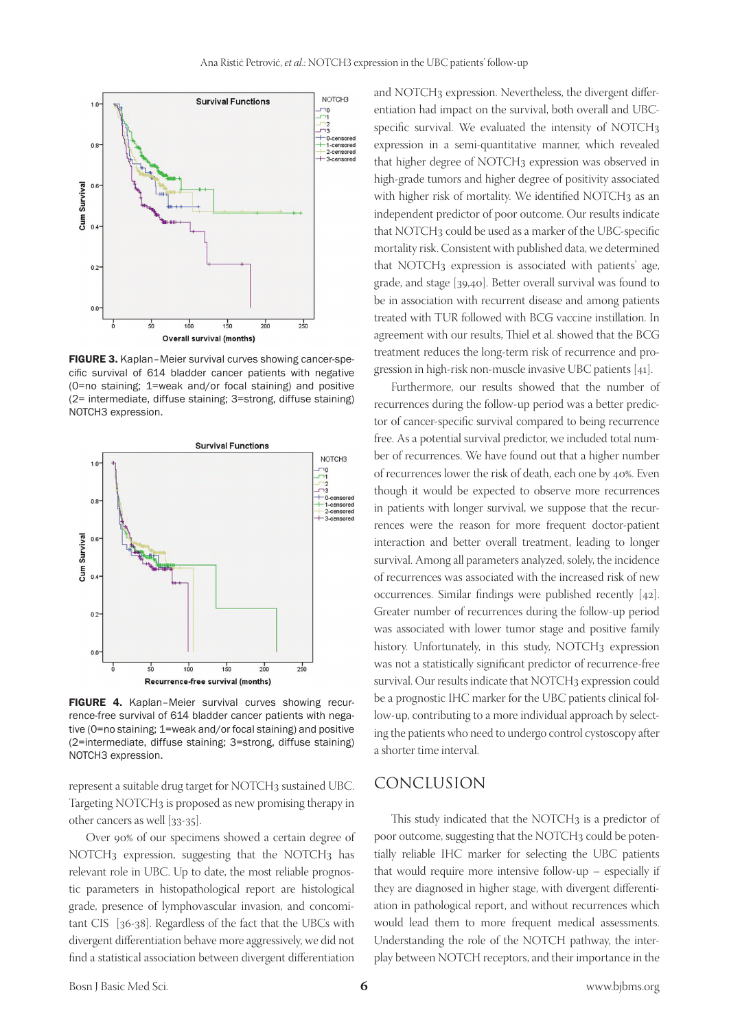FIGURE 3. Kaplan–Meier survival curves showing cancer-specific survival of 614 bladder cancer patients with negative (0=no staining; 1=weak and/or focal staining) and positive (2= intermediate, diffuse staining; 3=strong, diffuse staining) NOTCH3 expression.

FIGURE 4. Kaplan–Meier survival curves showing recurrence-free survival of 614 bladder cancer patients with negative (0=no staining; 1=weak and/or focal staining) and positive (2=intermediate, diffuse staining; 3=strong, diffuse staining) NOTCH3 expression.

represent a suitable drug target for NOTCH3 sustained UBC. Targeting NOTCH3 is proposed as new promising therapy in other cancers as well [33-35].

Over 90% of our specimens showed a certain degree of NOTCH3 expression, suggesting that the NOTCH3 has relevant role in UBC. Up to date, the most reliable prognostic parameters in histopathological report are histological grade, presence of lymphovascular invasion, and concomitant CIS [36-38]. Regardless of the fact that the UBCs with divergent differentiation behave more aggressively, we did not find a statistical association between divergent differentiation and NOTCH3 expression. Nevertheless, the divergent differentiation had impact on the survival, both overall and UBC-specific survival. We evaluated the intensity of NOTCH3 expression in a semi-quantitative manner, which revealed that higher degree of NOTCH3 expression was observed in high-grade tumors and higher degree of positivity associated with higher risk of mortality. We identified NOTCH3 as an independent predictor of poor outcome. Our results indicate that NOTCH3 could be used as a marker of the UBC-specific mortality risk. Consistent with published data, we determined that NOTCH3 expression is associated with patients' age, grade, and stage [39,40]. Better overall survival was found to be in association with recurrent disease and among patients treated with TUR followed with BCG vaccine instillation. In agreement with our results, Thiel et al. showed that the BCG treatment reduces the long-term risk of recurrence and progression in high-risk non-muscle invasive UBC patients [41].

Furthermore, our results showed that the number of recurrences during the follow-up period was a better predictor of cancer-specific survival compared to being recurrence free. As a potential survival predictor, we included total number of recurrences. We have found out that a higher number of recurrences lower the risk of death, each one by 40%. Even though it would be expected to observe more recurrences in patients with longer survival, we suppose that the recurrences were the reason for more frequent doctor-patient interaction and better overall treatment, leading to longer survival. Among all parameters analyzed, solely, the incidence of recurrences was associated with the increased risk of new occurrences. Similar findings were published recently [42]. Greater number of recurrences during the follow-up period was associated with lower tumor stage and positive family history. Unfortunately, in this study, NOTCH3 expression was not a statistically significant predictor of recurrence-free survival. Our results indicate that NOTCH3 expression could be a prognostic IHC marker for the UBC patients clinical follow-up, contributing to a more individual approach by selecting the patients who need to undergo control cystoscopy after a shorter time interval.

## CONCLUSION

This study indicated that the NOTCH3 is a predictor of poor outcome, suggesting that the NOTCH3 could be potentially reliable IHC marker for selecting the UBC patients that would require more intensive follow-up – especially if they are diagnosed in higher stage, with divergent differentiation in pathological report, and without recurrences which would lead them to more frequent medical assessments. Understanding the role of the NOTCH pathway, the interplay between NOTCH receptors, and their importance in the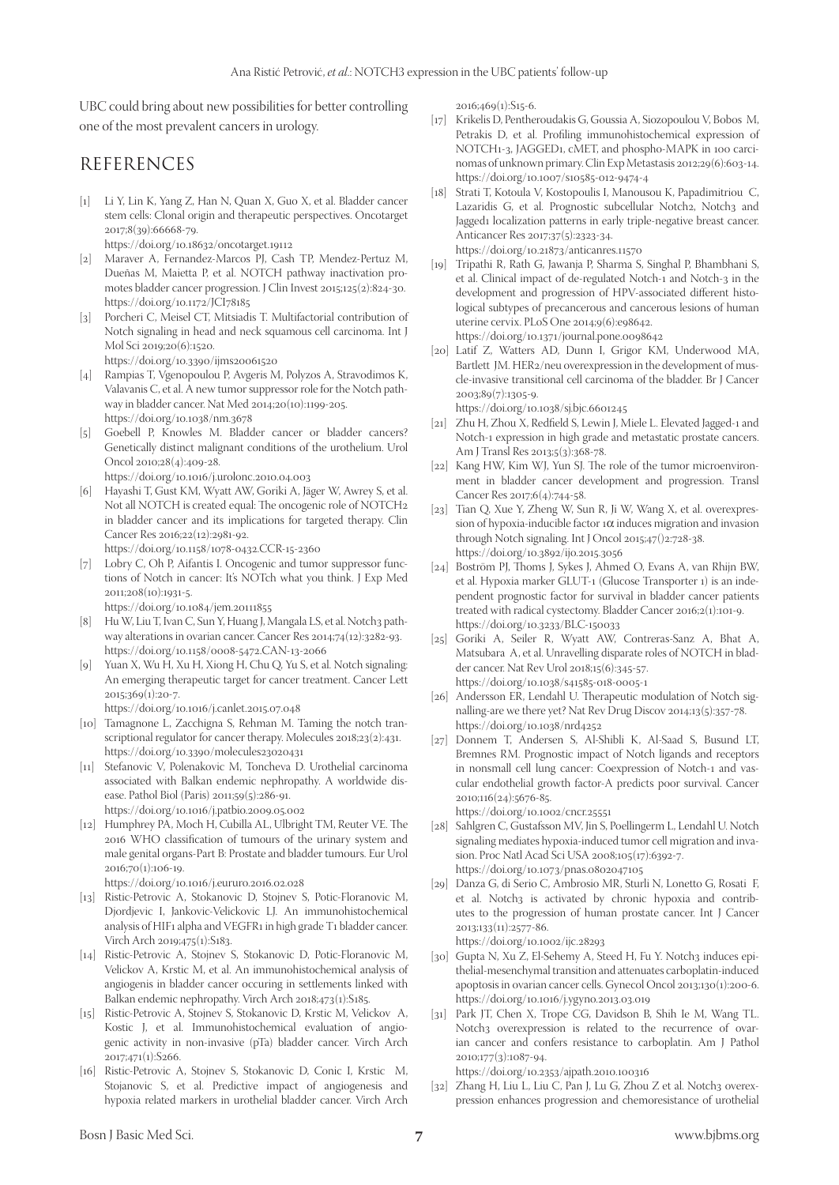UBC could bring about new possibilities for better controlling one of the most prevalent cancers in urology.

## REFERENCES

[1] Li Y, Lin K, Yang Z, Han N, Quan X, Guo X, et al. Bladder cancer stem cells: Clonal origin and therapeutic perspectives. Oncotarget 2017;8(39):66668-79. https://doi.org/10.18632/oncotarget.19112

[2] Maraver A, Fernandez-Marcos PJ, Cash TP, Mendez-Pertuz M, Dueñas M, Maietta P, et al. NOTCH pathway inactivation promotes bladder cancer progression. J Clin Invest 2015;125(2):824-30. https://doi.org/10.1172/JCI78185

[3] Porcheri C, Meisel CT, Mitsiadis T. Multifactorial contribution of Notch signaling in head and neck squamous cell carcinoma. Int J Mol Sci 2019;20(6):1520. https://doi.org/10.3390/ijms20061520

[4] Rampias T, Vgenopoulou P, Avgeris M, Polyzos A, Stravodimos K, Valavanis C, et al. A new tumor suppressor role for the Notch pathway in bladder cancer. Nat Med 2014;20(10):1199-205. https://doi.org/10.1038/nm.3678

[5] Goebell P, Knowles M. Bladder cancer or bladder cancers? Genetically distinct malignant conditions of the urothelium. Urol Oncol 2010;28(4):409-28. https://doi.org/10.1016/j.urolonc.2010.04.003

[6] Hayashi T, Gust KM, Wyatt AW, Goriki A, Jäger W, Awrey S, et al. Not all NOTCH is created equal: The oncogenic role of NOTCH2 in bladder cancer and its implications for targeted therapy. Clin Cancer Res 2016;22(12):2981-92. https://doi.org/10.1158/1078-0432.CCR-15-2360

[7] Lobry C, Oh P, Aifantis I. Oncogenic and tumor suppressor functions of Notch in cancer: It's NOTch what you think. J Exp Med 2011;208(10):1931-5. https://doi.org/10.1084/jem.20111855

[8] Hu W, Liu T, Ivan C, Sun Y, Huang J, Mangala LS, et al. Notch3 pathway alterations in ovarian cancer. Cancer Res 2014;74(12):3282-93. https://doi.org/10.1158/0008-5472.CAN-13-2066

[9] Yuan X, Wu H, Xu H, Xiong H, Chu Q, Yu S, et al. Notch signaling: An emerging therapeutic target for cancer treatment. Cancer Lett 2015;369(1):20-7. https://doi.org/10.1016/j.canlet.2015.07.048

[10] Tamagnone L, Zacchigna S, Rehman M. Taming the notch transcriptional regulator for cancer therapy. Molecules 2018;23(2):431. https://doi.org/10.3390/molecules23020431

[11] Stefanovic V, Polenakovic M, Toncheva D. Urothelial carcinoma associated with Balkan endemic nephropathy. A worldwide disease. Pathol Biol (Paris) 2011;59(5):286-91. https://doi.org/10.1016/j.patbio.2009.05.002

[12] Humphrey PA, Moch H, Cubilla AL, Ulbright TM, Reuter VE. The 2016 WHO classification of tumours of the urinary system and male genital organs-Part B: Prostate and bladder tumours. Eur Urol 2016;70(1):106-19. https://doi.org/10.1016/j.eururo.2016.02.028

[13] Ristic-Petrovic A, Stokanovic D, Stojnev S, Potic-Floranovic M, Djordjevic I, Jankovic-Velickovic LJ. An immunohistochemical analysis of HIF1 alpha and VEGFR1 in high grade T1 bladder cancer. Virch Arch 2019;475(1):S183.

[14] Ristic-Petrovic A, Stojnev S, Stokanovic D, Potic-Floranovic M, Velickov A, Krstic M, et al. An immunohistochemical analysis of angiogenis in bladder cancer occuring in settlements linked with Balkan endemic nephropathy. Virch Arch 2018;473(1):S185.

[15] Ristic-Petrovic A, Stojnev S, Stokanovic D, Krstic M, Velickov A, Kostic J, et al. Immunohistochemical evaluation of angiogenic activity in non-invasive (pTa) bladder cancer. Virch Arch 2017;471(1):S266.

[16] Ristic-Petrovic A, Stojnev S, Stokanovic D, Conic I, Krstic M, Stojanovic S, et al. Predictive impact of angiogenesis and hypoxia related markers in urothelial bladder cancer. Virch Arch 2016;469(1):S15-6.

[17] Krikelis D, Pentheroudakis G, Goussia A, Siozopoulou V, Bobos M, Petrakis D, et al. Profiling immunohistochemical expression of NOTCH1-3, JAGGED1, cMET, and phospho-MAPK in 100 carcinomas of unknown primary. Clin Exp Metastasis 2012;29(6):603-14. https://doi.org/10.1007/s10585-012-9474-4

[18] Strati T, Kotoula V, Kostopoulis I, Manousou K, Papadimitriou C, Lazaridis G, et al. Prognostic subcellular Notch2, Notch3 and Jagged1 localization patterns in early triple-negative breast cancer. Anticancer Res 2017;37(5):2323-34. https://doi.org/10.21873/anticanres.11570

[19] Tripathi R, Rath G, Jawanja P, Sharma S, Singhal P, Bhambhani S, et al. Clinical impact of de-regulated Notch-1 and Notch-3 in the development and progression of HPV-associated different histological subtypes of precancerous and cancerous lesions of human uterine cervix. PLoS One 2014;9(6):e98642. https://doi.org/10.1371/journal.pone.0098642

[20] Latif Z, Watters AD, Dunn I, Grigor KM, Underwood MA, Bartlett JM. HER2/neu overexpression in the development of muscle-invasive transitional cell carcinoma of the bladder. Br J Cancer 2003;89(7):1305-9. https://doi.org/10.1038/sj.bjc.6601245

[21] Zhu H, Zhou X, Redfield S, Lewin J, Miele L. Elevated Jagged-1 and Notch-1 expression in high grade and metastatic prostate cancers. Am J Transl Res 2013;5(3):368-78.

[22] Kang HW, Kim WJ, Yun SJ. The role of the tumor microenvironment in bladder cancer development and progression. Transl Cancer Res 2017;6(4):744-58.

[23] Tian Q, Xue Y, Zheng W, Sun R, Ji W, Wang X, et al. overexpression of hypoxia-inducible factor 1α induces migration and invasion through Notch signaling. Int J Oncol 2015;47()2:728-38. https://doi.org/10.3892/ijo.2015.3056

[24] Boström PJ, Thoms J, Sykes J, Ahmed O, Evans A, van Rhijn BW, et al. Hypoxia marker GLUT-1 (Glucose Transporter 1) is an independent prognostic factor for survival in bladder cancer patients treated with radical cystectomy. Bladder Cancer 2016;2(1):101-9. https://doi.org/10.3233/BLC-150033

[25] Goriki A, Seiler R, Wyatt AW, Contreras-Sanz A, Bhat A, Matsubara A, et al. Unravelling disparate roles of NOTCH in bladder cancer. Nat Rev Urol 2018;15(6):345-57. https://doi.org/10.1038/s41585-018-0005-1

[26] Andersson ER, Lendahl U. Therapeutic modulation of Notch signalling-are we there yet? Nat Rev Drug Discov 2014;13(5):357-78. https://doi.org/10.1038/nrd4252

[27] Donnem T, Andersen S, Al-Shibli K, Al-Saad S, Busund LT, Bremnes RM. Prognostic impact of Notch ligands and receptors in nonsmall cell lung cancer: Coexpression of Notch-1 and vascular endothelial growth factor-A predicts poor survival. Cancer 2010;116(24):5676-85. https://doi.org/10.1002/cncr.25551

[28] Sahlgren C, Gustafsson MV, Jin S, Poellingerm L, Lendahl U. Notch signaling mediates hypoxia-induced tumor cell migration and invasion. Proc Natl Acad Sci USA 2008;105(17):6392-7. https://doi.org/10.1073/pnas.0802047105

[29] Danza G, di Serio C, Ambrosio MR, Sturli N, Lonetto G, Rosati F, et al. Notch3 is activated by chronic hypoxia and contributes to the progression of human prostate cancer. Int J Cancer 2013;133(11):2577-86. https://doi.org/10.1002/ijc.28293

[30] Gupta N, Xu Z, El-Sehemy A, Steed H, Fu Y. Notch3 induces epithelial-mesenchymal transition and attenuates carboplatin-induced apoptosis in ovarian cancer cells. Gynecol Oncol 2013;130(1):200-6. https://doi.org/10.1016/j.ygyno.2013.03.019

[31] Park JT, Chen X, Trope CG, Davidson B, Shih Ie M, Wang TL. Notch3 overexpression is related to the recurrence of ovarian cancer and confers resistance to carboplatin. Am J Pathol 2010;177(3):1087-94. https://doi.org/10.2353/ajpath.2010.100316

[32] Zhang H, Liu L, Liu C, Pan J, Lu G, Zhou Z et al. Notch3 overexpression enhances progression and chemoresistance of urothelial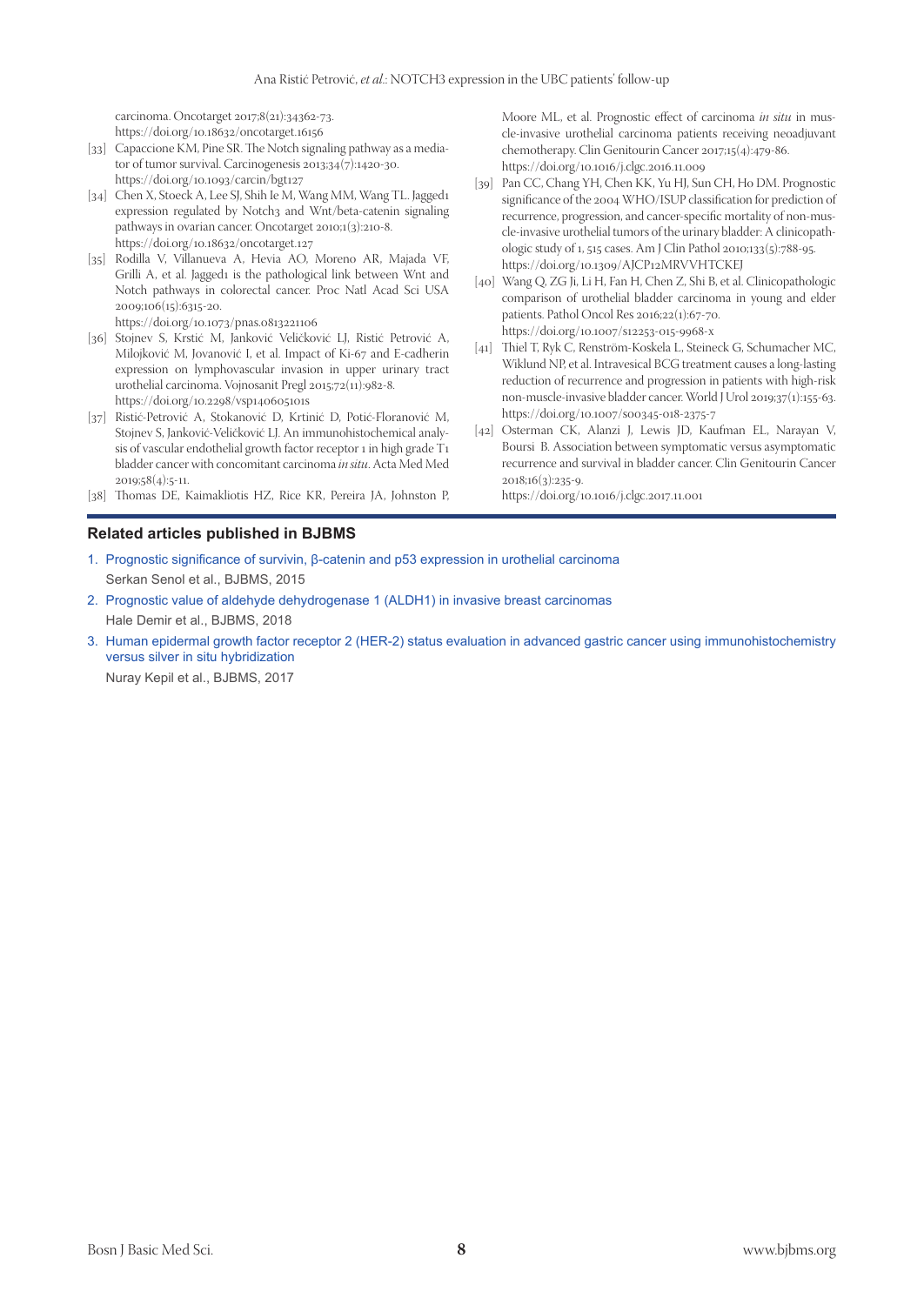carcinoma. Oncotarget 2017;8(21):34362-73.
https://doi.org/10.18632/oncotarget.16156

[33] Capaccione KM, Pine SR. The Notch signaling pathway as a mediator of tumor survival. Carcinogenesis 2013;34(7):1420-30.
https://doi.org/10.1093/carcin/bgt127

[34] Chen X, Stoeck A, Lee SJ, Shih Ie M, Wang MM, Wang TL. Jagged1 expression regulated by Notch3 and Wnt/beta-catenin signaling pathways in ovarian cancer. Oncotarget 2010;1(3):210-8.
https://doi.org/10.18632/oncotarget.127

[35] Rodilla V, Villanueva A, Hevia AO, Moreno AR, Majada VF, Grilli A, et al. Jagged1 is the pathological link between Wnt and Notch pathways in colorectal cancer. Proc Natl Acad Sci USA 2009;106(15):6315-20.
https://doi.org/10.1073/pnas.0813221106

[36] Stojnev S, Krstić M, Janković Veličković LJ, Ristić Petrović A, Milojković M, Jovanović I, et al. Impact of Ki-67 and E-cadherin expression on lymphovascular invasion in upper urinary tract urothelial carcinoma. Vojnosanit Pregl 2015;72(11):982-8.
https://doi.org/10.2298/vsp140605101s

[37] Ristić-Petrović A, Stokanović D, Krtinić D, Potić-Floranović M, Stojnev S, Janković-Veličković LJ. An immunohistochemical analysis of vascular endothelial growth factor receptor 1 in high grade T1 bladder cancer with concomitant carcinoma *in situ*. Acta Med Med 2019;58(4):5-11.

[38] Thomas DE, Kaimakliotis HZ, Rice KR, Pereira JA, Johnston P, Moore ML, et al. Prognostic effect of carcinoma *in situ* in muscle-invasive urothelial carcinoma patients receiving neoadjuvant chemotherapy. Clin Genitourin Cancer 2017;15(4):479-86.
https://doi.org/10.1016/j.clgc.2016.11.009

[39] Pan CC, Chang YH, Chen KK, Yu HJ, Sun CH, Ho DM. Prognostic significance of the 2004 WHO/ISUP classification for prediction of recurrence, progression, and cancer-specific mortality of non-muscle-invasive urothelial tumors of the urinary bladder: A clinicopathologic study of 1, 515 cases. Am J Clin Pathol 2010;133(5):788-95.
https://doi.org/10.1309/AJCP12MRVVHTCKEJ

[40] Wang Q, ZG Ji, Li H, Fan H, Chen Z, Shi B, et al. Clinicopathologic comparison of urothelial bladder carcinoma in young and elder patients. Pathol Oncol Res 2016;22(1):67-70.
https://doi.org/10.1007/s12253-015-9968-x

[41] Thiel T, Ryk C, Renström-Koskela L, Steineck G, Schumacher MC, Wiklund NP, et al. Intravesical BCG treatment causes a long-lasting reduction of recurrence and progression in patients with high-risk non-muscle-invasive bladder cancer. World J Urol 2019;37(1):155-63.
https://doi.org/10.1007/s00345-018-2375-7

[42] Osterman CK, Alanzi J, Lewis JD, Kaufman EL, Narayan V, Boursi B. Association between symptomatic versus asymptomatic recurrence and survival in bladder cancer. Clin Genitourin Cancer 2018;16(3):235-9.
https://doi.org/10.1016/j.clgc.2017.11.001

## Related articles published in BJBMS

1. Prognostic significance of survivin, β-catenin and p53 expression in urothelial carcinoma
   Serkan Senol et al., BJBMS, 2015
2. Prognostic value of aldehyde dehydrogenase 1 (ALDH1) in invasive breast carcinomas
   Hale Demir et al., BJBMS, 2018
3. Human epidermal growth factor receptor 2 (HER-2) status evaluation in advanced gastric cancer using immunohistochemistry versus silver in situ hybridization
   Nuray Kepil et al., BJBMS, 2017